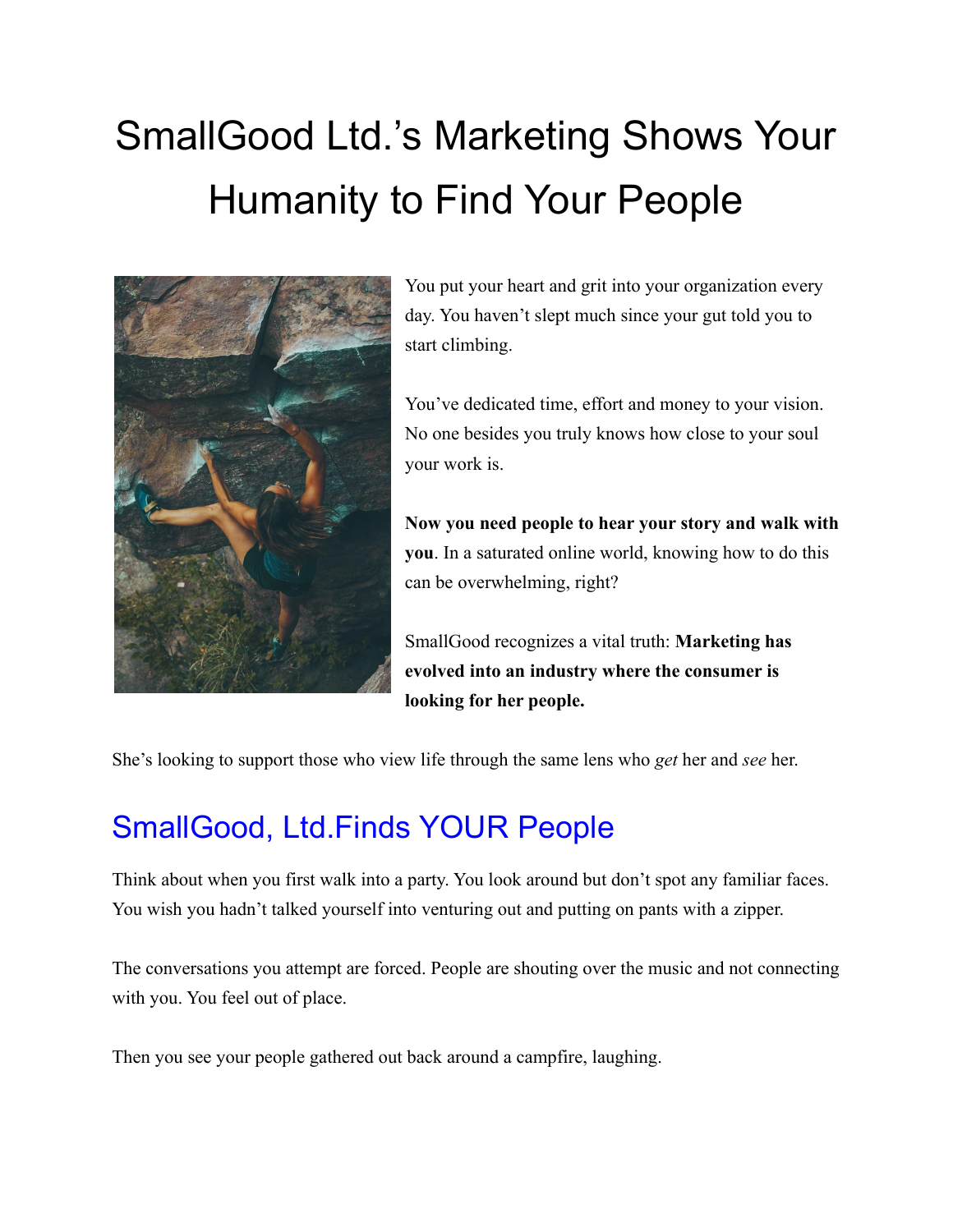# SmallGood Ltd.'s Marketing Shows Your Humanity to Find Your People

You put your heart and grit into your organization every day. You haven't slept much since your gut told you to start climbing.

You've dedicated time, effort and money to your vision. No one besides you truly knows how close to your soul your work is.

**Now you need people to hear your story and walk with you**. In a saturated online world, knowing how to do this can be overwhelming, right?

SmallGood recognizes a vital truth: **Marketing has evolved into an industry where the consumer is looking for her people.**

She's looking to support those who view life through the same lens who *get* her and *see* her.

## SmallGood, Ltd.Finds YOUR People

Think about when you first walk into a party. You look around but don't spot any familiar faces. You wish you hadn't talked yourself into venturing out and putting on pants with a zipper.

The conversations you attempt are forced. People are shouting over the music and not connecting with you. You feel out of place.

Then you see your people gathered out back around a campfire, laughing.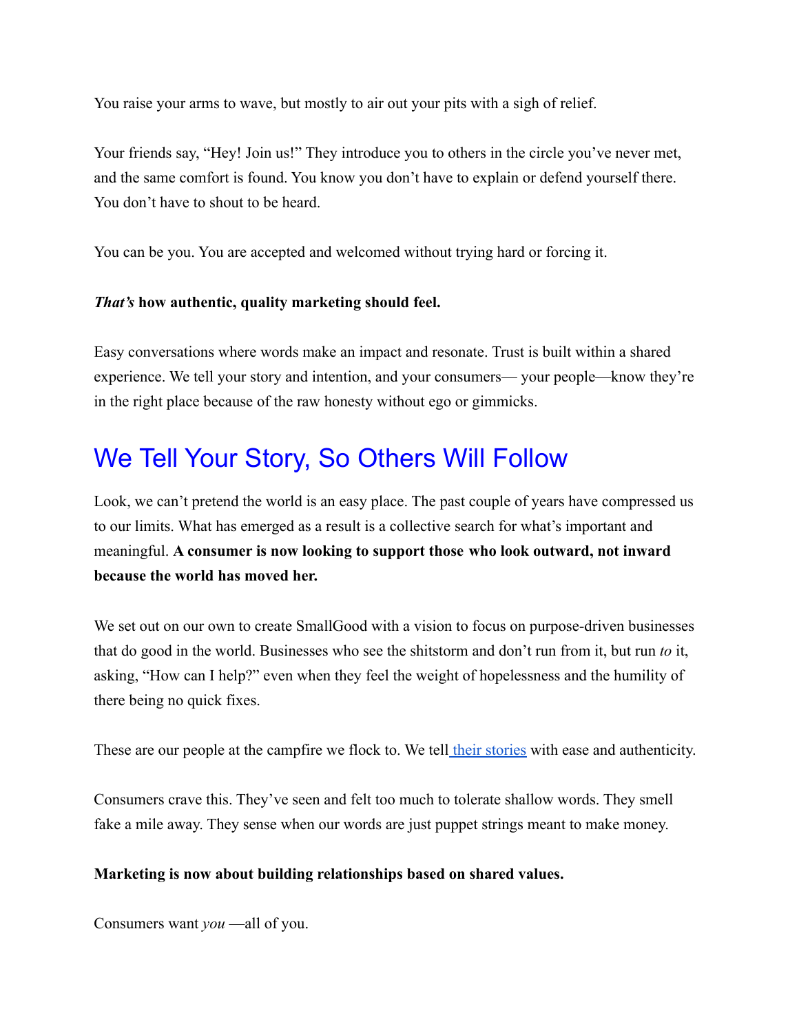You raise your arms to wave, but mostly to air out your pits with a sigh of relief.

Your friends say, “Hey! Join us!” They introduce you to others in the circle you’ve never met, and the same comfort is found. You know you don’t have to explain or defend yourself there. You don’t have to shout to be heard.

You can be you. You are accepted and welcomed without trying hard or forcing it.

***That’s* how authentic, quality marketing should feel.**

Easy conversations where words make an impact and resonate. Trust is built within a shared experience. We tell your story and intention, and your consumers— your people—know they’re in the right place because of the raw honesty without ego or gimmicks.

## We Tell Your Story, So Others Will Follow

Look, we can’t pretend the world is an easy place. The past couple of years have compressed us to our limits. What has emerged as a result is a collective search for what’s important and meaningful. **A consumer is now looking to support those who look outward, not inward because the world has moved her.**

We set out on our own to create SmallGood with a vision to focus on purpose-driven businesses that do good in the world. Businesses who see the shitstorm and don’t run from it, but run *to* it, asking, “How can I help?” even when they feel the weight of hopelessness and the humility of there being no quick fixes.

These are our people at the campfire we flock to. We tell their stories with ease and authenticity.

Consumers crave this. They’ve seen and felt too much to tolerate shallow words. They smell fake a mile away. They sense when our words are just puppet strings meant to make money.

**Marketing is now about building relationships based on shared values.**

Consumers want *you* —all of you.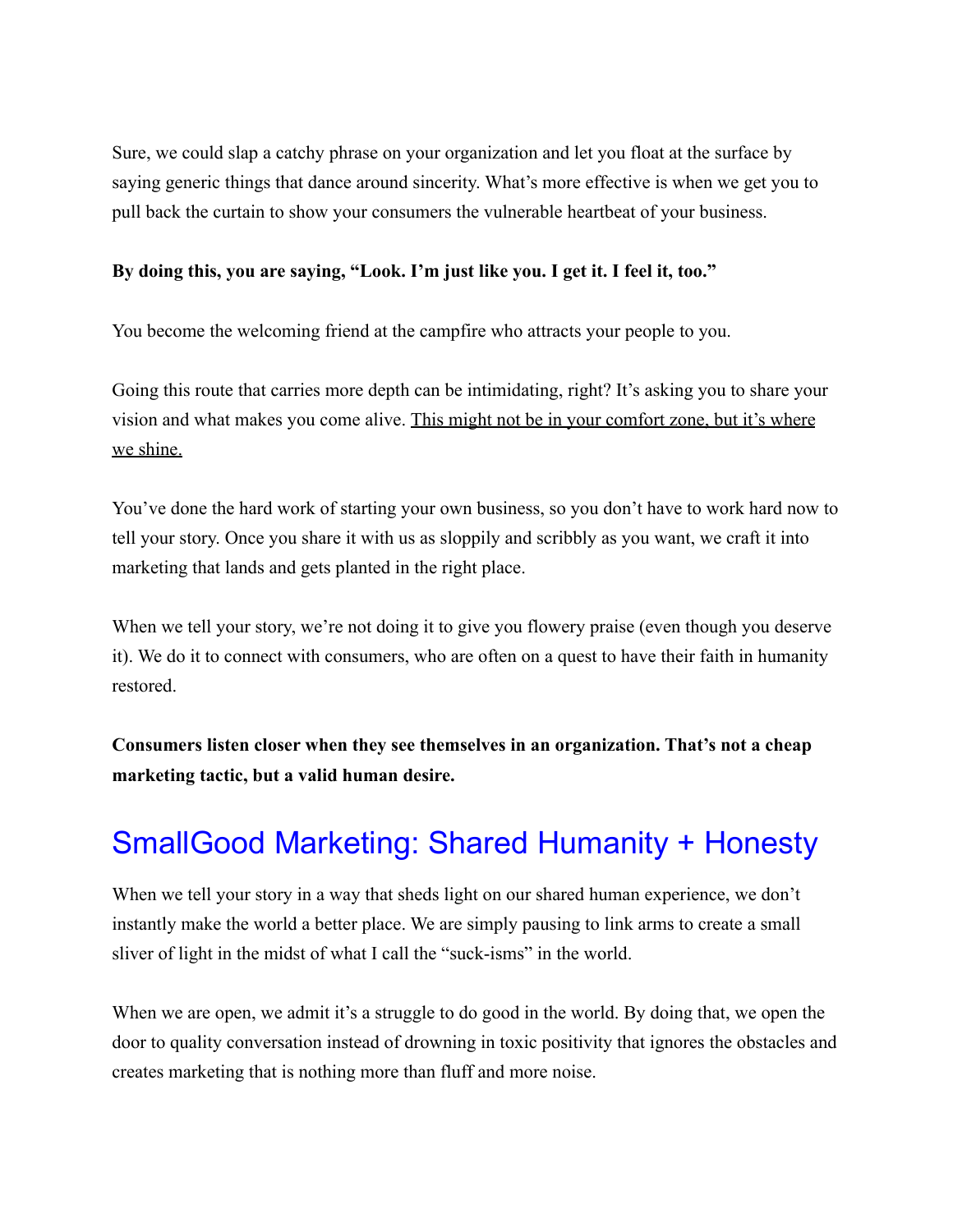Sure, we could slap a catchy phrase on your organization and let you float at the surface by saying generic things that dance around sincerity. What's more effective is when we get you to pull back the curtain to show your consumers the vulnerable heartbeat of your business.

**By doing this, you are saying, "Look. I'm just like you. I get it. I feel it, too."**

You become the welcoming friend at the campfire who attracts your people to you.

Going this route that carries more depth can be intimidating, right? It's asking you to share your vision and what makes you come alive. <u>This might not be in your comfort zone, but it's where we shine.</u>

You've done the hard work of starting your own business, so you don't have to work hard now to tell your story. Once you share it with us as sloppily and scribbly as you want, we craft it into marketing that lands and gets planted in the right place.

When we tell your story, we're not doing it to give you flowery praise (even though you deserve it). We do it to connect with consumers, who are often on a quest to have their faith in humanity restored.

**Consumers listen closer when they see themselves in an organization. That's not a cheap marketing tactic, but a valid human desire.**

## SmallGood Marketing: Shared Humanity + Honesty

When we tell your story in a way that sheds light on our shared human experience, we don't instantly make the world a better place. We are simply pausing to link arms to create a small sliver of light in the midst of what I call the "suck-isms" in the world.

When we are open, we admit it's a struggle to do good in the world. By doing that, we open the door to quality conversation instead of drowning in toxic positivity that ignores the obstacles and creates marketing that is nothing more than fluff and more noise.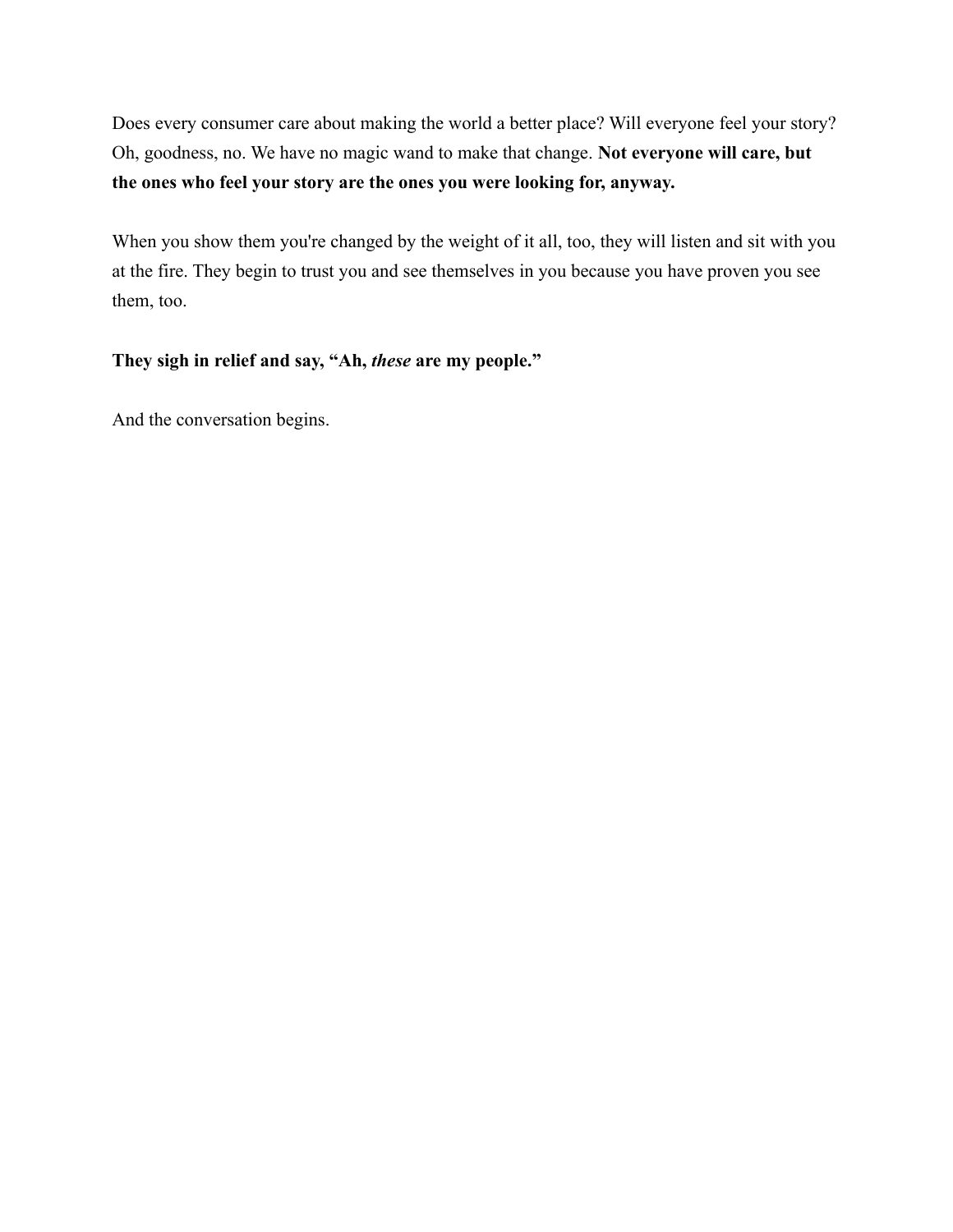Does every consumer care about making the world a better place? Will everyone feel your story? Oh, goodness, no. We have no magic wand to make that change. **Not everyone will care, but the ones who feel your story are the ones you were looking for, anyway.**

When you show them you're changed by the weight of it all, too, they will listen and sit with you at the fire. They begin to trust you and see themselves in you because you have proven you see them, too.

**They sigh in relief and say, "Ah, *these* are my people."**

And the conversation begins.